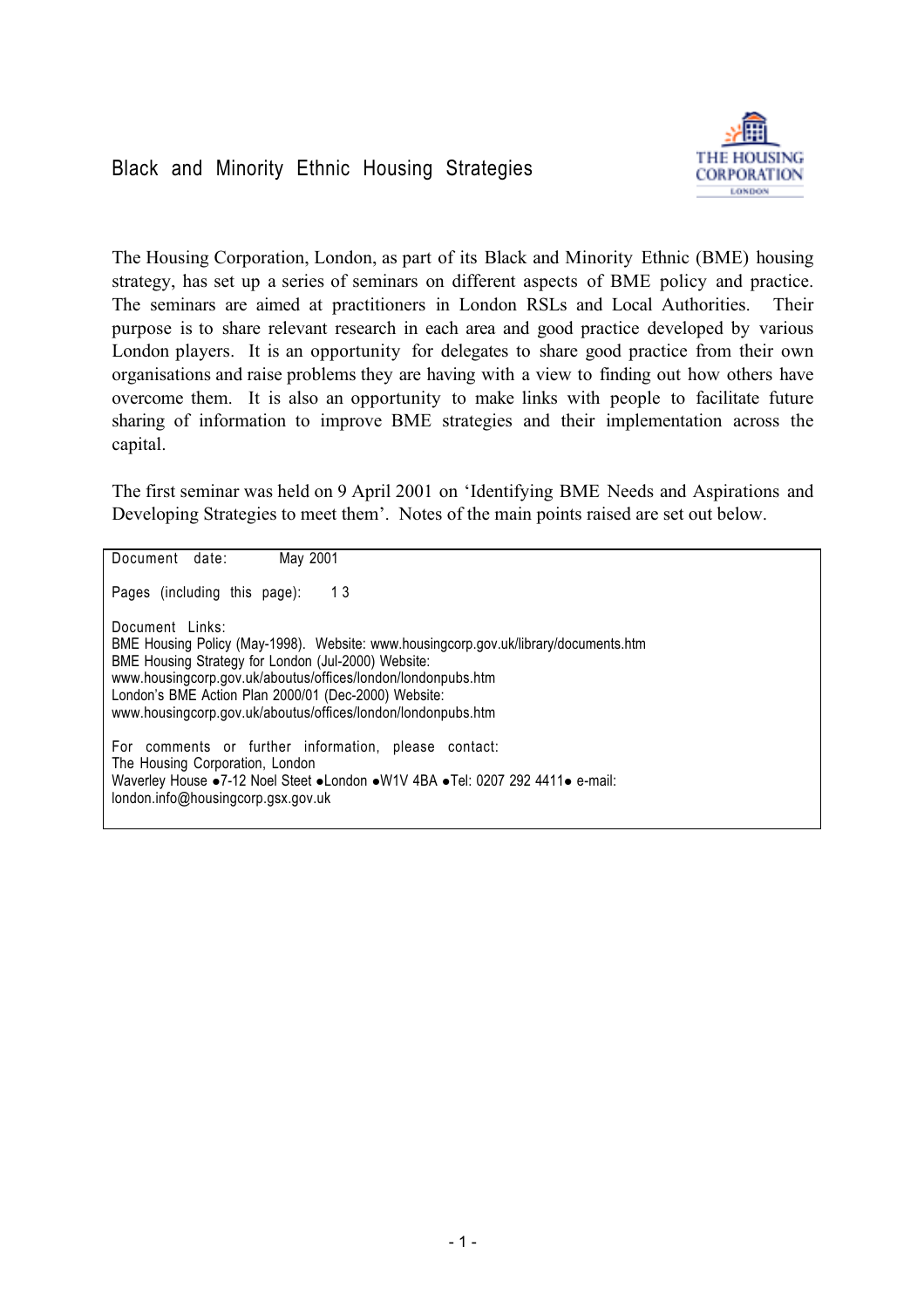# Black and Minority Ethnic Housing Strategies

The Housing Corporation, London, as part of its Black and Minority Ethnic (BME) housing strategy, has set up a series of seminars on different aspects of BME policy and practice. The seminars are aimed at practitioners in London RSLs and Local Authorities. Their purpose is to share relevant research in each area and good practice developed by various London players. It is an opportunity for delegates to share good practice from their own organisations and raise problems they are having with a view to finding out how others have overcome them. It is also an opportunity to make links with people to facilitate future sharing of information to improve BME strategies and their implementation across the capital.

The first seminar was held on 9 April 2001 on 'Identifying BME Needs and Aspirations and Developing Strategies to meet them'. Notes of the main points raised are set out below.

Document date: May 2001

Pages (including this page): 13

Document Links:
BME Housing Policy (May-1998). Website: www.housingcorp.gov.uk/library/documents.htm
BME Housing Strategy for London (Jul-2000) Website:
www.housingcorp.gov.uk/aboutus/offices/london/londonpubs.htm
London's BME Action Plan 2000/01 (Dec-2000) Website:
www.housingcorp.gov.uk/aboutus/offices/london/londonpubs.htm

For comments or further information, please contact:
The Housing Corporation, London
Waverley House ●7-12 Noel Steet ●London ●W1V 4BA ●Tel: 0207 292 4411● e-mail:
london.info@housingcorp.gsx.gov.uk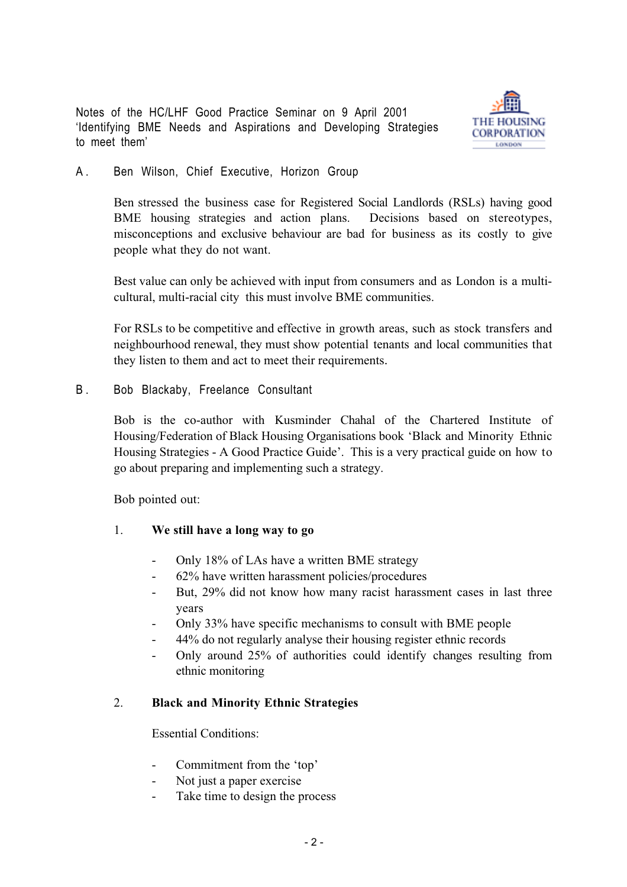Notes of the HC/LHF Good Practice Seminar on 9 April 2001 'Identifying BME Needs and Aspirations and Developing Strategies to meet them'

A. Ben Wilson, Chief Executive, Horizon Group

Ben stressed the business case for Registered Social Landlords (RSLs) having good BME housing strategies and action plans. Decisions based on stereotypes, misconceptions and exclusive behaviour are bad for business as its costly to give people what they do not want.

Best value can only be achieved with input from consumers and as London is a multi-cultural, multi-racial city this must involve BME communities.

For RSLs to be competitive and effective in growth areas, such as stock transfers and neighbourhood renewal, they must show potential tenants and local communities that they listen to them and act to meet their requirements.

B. Bob Blackaby, Freelance Consultant

Bob is the co-author with Kusminder Chahal of the Chartered Institute of Housing/Federation of Black Housing Organisations book 'Black and Minority Ethnic Housing Strategies - A Good Practice Guide'. This is a very practical guide on how to go about preparing and implementing such a strategy.

Bob pointed out:

1. **We still have a long way to go**

- Only 18% of LAs have a written BME strategy
- 62% have written harassment policies/procedures
- But, 29% did not know how many racist harassment cases in last three years
- Only 33% have specific mechanisms to consult with BME people
- 44% do not regularly analyse their housing register ethnic records
- Only around 25% of authorities could identify changes resulting from ethnic monitoring

2. **Black and Minority Ethnic Strategies**

Essential Conditions:

- Commitment from the 'top'
- Not just a paper exercise
- Take time to design the process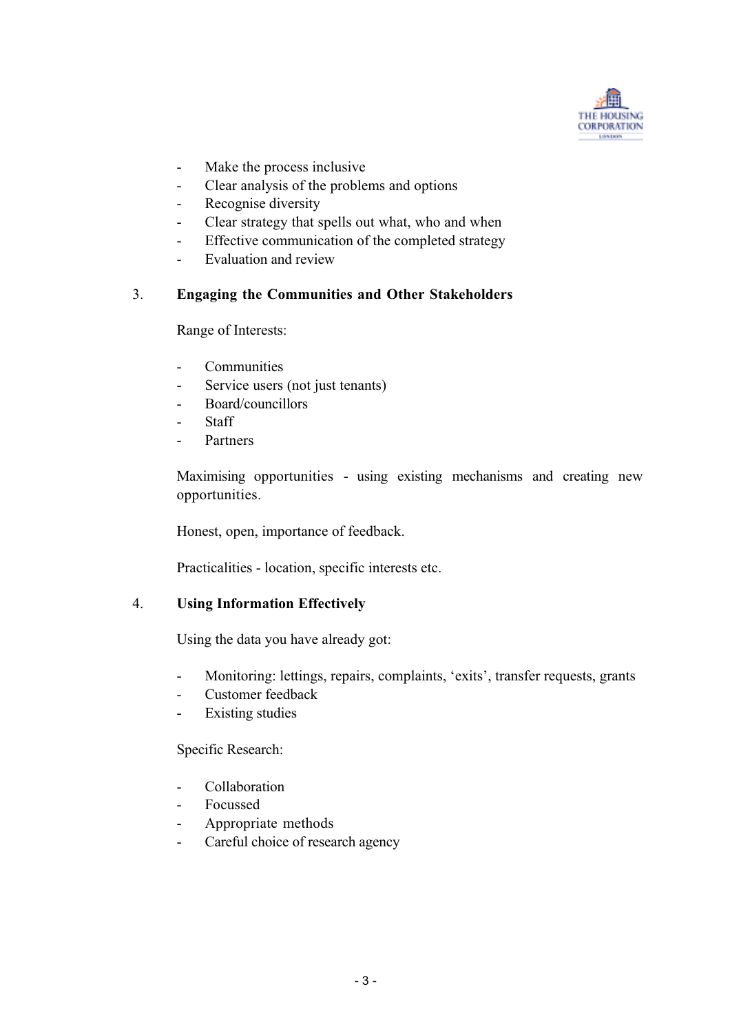- Make the process inclusive
- Clear analysis of the problems and options
- Recognise diversity
- Clear strategy that spells out what, who and when
- Effective communication of the completed strategy
- Evaluation and review

## 3. Engaging the Communities and Other Stakeholders

Range of Interests:

- Communities
- Service users (not just tenants)
- Board/councillors
- Staff
- Partners

Maximising opportunities - using existing mechanisms and creating new opportunities.

Honest, open, importance of feedback.

Practicalities - location, specific interests etc.

## 4. Using Information Effectively

Using the data you have already got:

- Monitoring: lettings, repairs, complaints, 'exits', transfer requests, grants
- Customer feedback
- Existing studies

Specific Research:

- Collaboration
- Focussed
- Appropriate methods
- Careful choice of research agency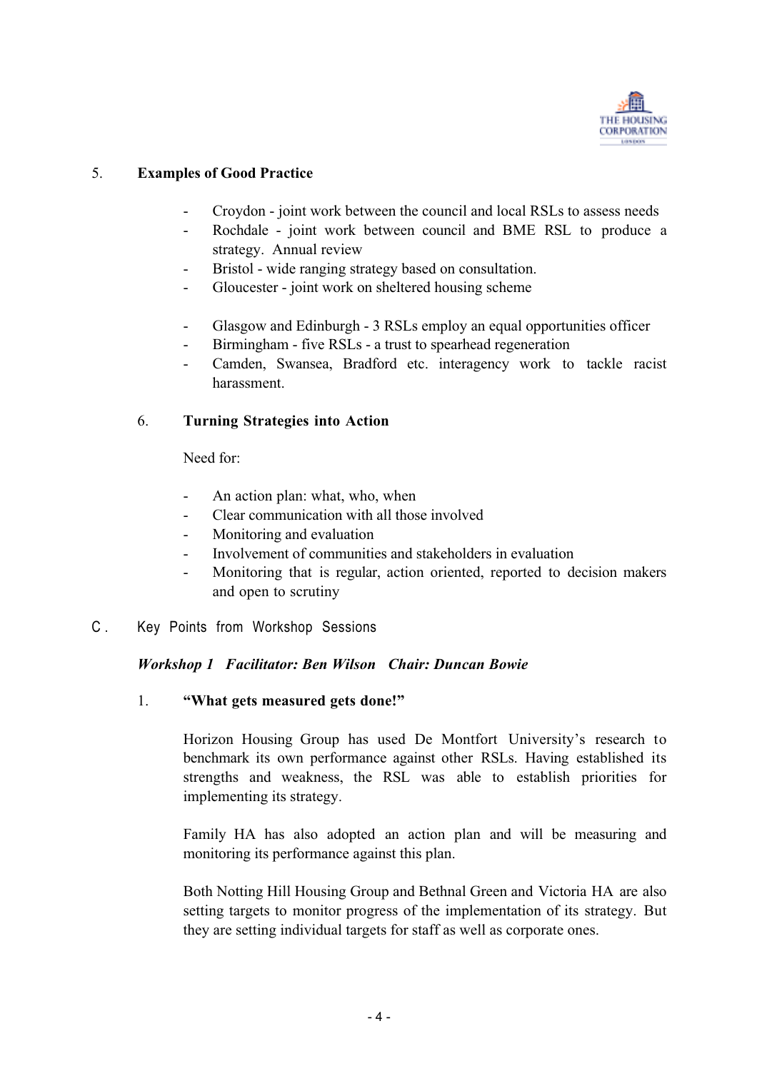## 5. Examples of Good Practice

- Croydon - joint work between the council and local RSLs to assess needs
- Rochdale - joint work between council and BME RSL to produce a strategy. Annual review
- Bristol - wide ranging strategy based on consultation.
- Gloucester - joint work on sheltered housing scheme

- Glasgow and Edinburgh - 3 RSLs employ an equal opportunities officer
- Birmingham - five RSLs - a trust to spearhead regeneration
- Camden, Swansea, Bradford etc. interagency work to tackle racist harassment.

### 6. Turning Strategies into Action

Need for:

- An action plan: what, who, when
- Clear communication with all those involved
- Monitoring and evaluation
- Involvement of communities and stakeholders in evaluation
- Monitoring that is regular, action oriented, reported to decision makers and open to scrutiny

## C. Key Points from Workshop Sessions

***Workshop 1 Facilitator: Ben Wilson Chair: Duncan Bowie***

### 1. "What gets measured gets done!"

Horizon Housing Group has used De Montfort University's research to benchmark its own performance against other RSLs. Having established its strengths and weakness, the RSL was able to establish priorities for implementing its strategy.

Family HA has also adopted an action plan and will be measuring and monitoring its performance against this plan.

Both Notting Hill Housing Group and Bethnal Green and Victoria HA are also setting targets to monitor progress of the implementation of its strategy. But they are setting individual targets for staff as well as corporate ones.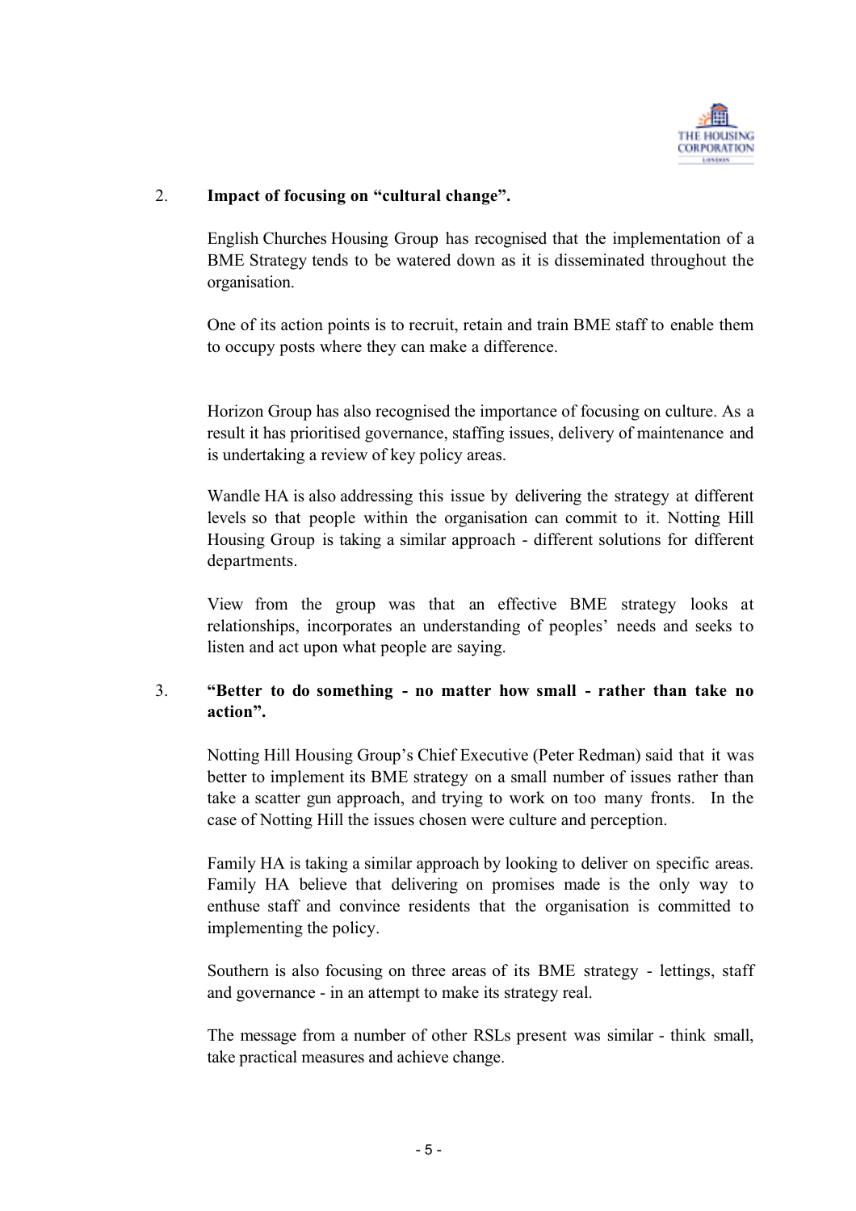2. **Impact of focusing on "cultural change".**

English Churches Housing Group has recognised that the implementation of a BME Strategy tends to be watered down as it is disseminated throughout the organisation.

One of its action points is to recruit, retain and train BME staff to enable them to occupy posts where they can make a difference.

Horizon Group has also recognised the importance of focusing on culture. As a result it has prioritised governance, staffing issues, delivery of maintenance and is undertaking a review of key policy areas.

Wandle HA is also addressing this issue by delivering the strategy at different levels so that people within the organisation can commit to it. Notting Hill Housing Group is taking a similar approach - different solutions for different departments.

View from the group was that an effective BME strategy looks at relationships, incorporates an understanding of peoples' needs and seeks to listen and act upon what people are saying.

3. **"Better to do something - no matter how small - rather than take no action".**

Notting Hill Housing Group's Chief Executive (Peter Redman) said that it was better to implement its BME strategy on a small number of issues rather than take a scatter gun approach, and trying to work on too many fronts. In the case of Notting Hill the issues chosen were culture and perception.

Family HA is taking a similar approach by looking to deliver on specific areas. Family HA believe that delivering on promises made is the only way to enthuse staff and convince residents that the organisation is committed to implementing the policy.

Southern is also focusing on three areas of its BME strategy - lettings, staff and governance - in an attempt to make its strategy real.

The message from a number of other RSLs present was similar - think small, take practical measures and achieve change.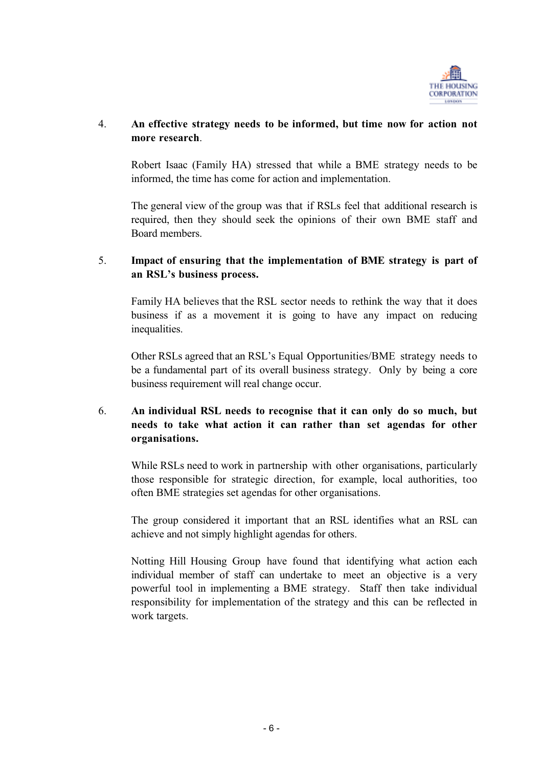4. **An effective strategy needs to be informed, but time now for action not more research**.

   Robert Isaac (Family HA) stressed that while a BME strategy needs to be informed, the time has come for action and implementation.

   The general view of the group was that if RSLs feel that additional research is required, then they should seek the opinions of their own BME staff and Board members.

5. **Impact of ensuring that the implementation of BME strategy is part of an RSL's business process.**

   Family HA believes that the RSL sector needs to rethink the way that it does business if as a movement it is going to have any impact on reducing inequalities.

   Other RSLs agreed that an RSL's Equal Opportunities/BME strategy needs to be a fundamental part of its overall business strategy. Only by being a core business requirement will real change occur.

6. **An individual RSL needs to recognise that it can only do so much, but needs to take what action it can rather than set agendas for other organisations.**

   While RSLs need to work in partnership with other organisations, particularly those responsible for strategic direction, for example, local authorities, too often BME strategies set agendas for other organisations.

   The group considered it important that an RSL identifies what an RSL can achieve and not simply highlight agendas for others.

   Notting Hill Housing Group have found that identifying what action each individual member of staff can undertake to meet an objective is a very powerful tool in implementing a BME strategy. Staff then take individual responsibility for implementation of the strategy and this can be reflected in work targets.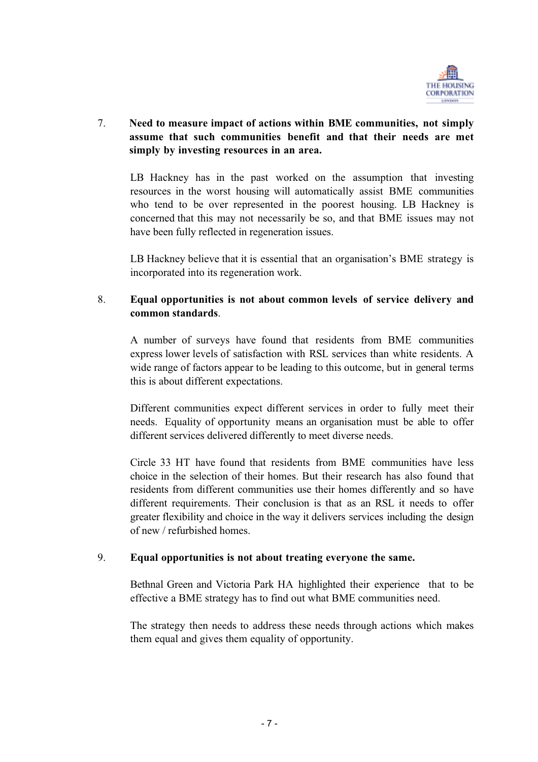7. **Need to measure impact of actions within BME communities, not simply assume that such communities benefit and that their needs are met simply by investing resources in an area.**

   LB Hackney has in the past worked on the assumption that investing resources in the worst housing will automatically assist BME communities who tend to be over represented in the poorest housing. LB Hackney is concerned that this may not necessarily be so, and that BME issues may not have been fully reflected in regeneration issues.

   LB Hackney believe that it is essential that an organisation's BME strategy is incorporated into its regeneration work.

8. **Equal opportunities is not about common levels of service delivery and common standards**.

   A number of surveys have found that residents from BME communities express lower levels of satisfaction with RSL services than white residents. A wide range of factors appear to be leading to this outcome, but in general terms this is about different expectations.

   Different communities expect different services in order to fully meet their needs. Equality of opportunity means an organisation must be able to offer different services delivered differently to meet diverse needs.

   Circle 33 HT have found that residents from BME communities have less choice in the selection of their homes. But their research has also found that residents from different communities use their homes differently and so have different requirements. Their conclusion is that as an RSL it needs to offer greater flexibility and choice in the way it delivers services including the design of new / refurbished homes.

9. **Equal opportunities is not about treating everyone the same.**

   Bethnal Green and Victoria Park HA highlighted their experience that to be effective a BME strategy has to find out what BME communities need.

   The strategy then needs to address these needs through actions which makes them equal and gives them equality of opportunity.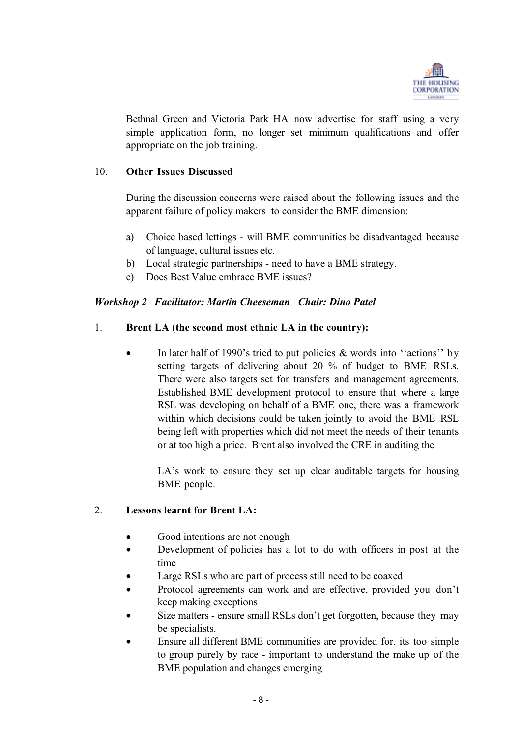Bethnal Green and Victoria Park HA now advertise for staff using a very simple application form, no longer set minimum qualifications and offer appropriate on the job training.

10. **Other Issues Discussed**

During the discussion concerns were raised about the following issues and the apparent failure of policy makers to consider the BME dimension:

a) Choice based lettings - will BME communities be disadvantaged because of language, cultural issues etc.
b) Local strategic partnerships - need to have a BME strategy.
c) Does Best Value embrace BME issues?

***Workshop 2 Facilitator: Martin Cheeseman Chair: Dino Patel***

1. **Brent LA (the second most ethnic LA in the country):**

- In later half of 1990's tried to put policies & words into ''actions'' by setting targets of delivering about 20 % of budget to BME RSLs. There were also targets set for transfers and management agreements. Established BME development protocol to ensure that where a large RSL was developing on behalf of a BME one, there was a framework within which decisions could be taken jointly to avoid the BME RSL being left with properties which did not meet the needs of their tenants or at too high a price. Brent also involved the CRE in auditing the

  LA's work to ensure they set up clear auditable targets for housing BME people.

2. **Lessons learnt for Brent LA:**

- Good intentions are not enough
- Development of policies has a lot to do with officers in post at the time
- Large RSLs who are part of process still need to be coaxed
- Protocol agreements can work and are effective, provided you don't keep making exceptions
- Size matters - ensure small RSLs don't get forgotten, because they may be specialists.
- Ensure all different BME communities are provided for, its too simple to group purely by race - important to understand the make up of the BME population and changes emerging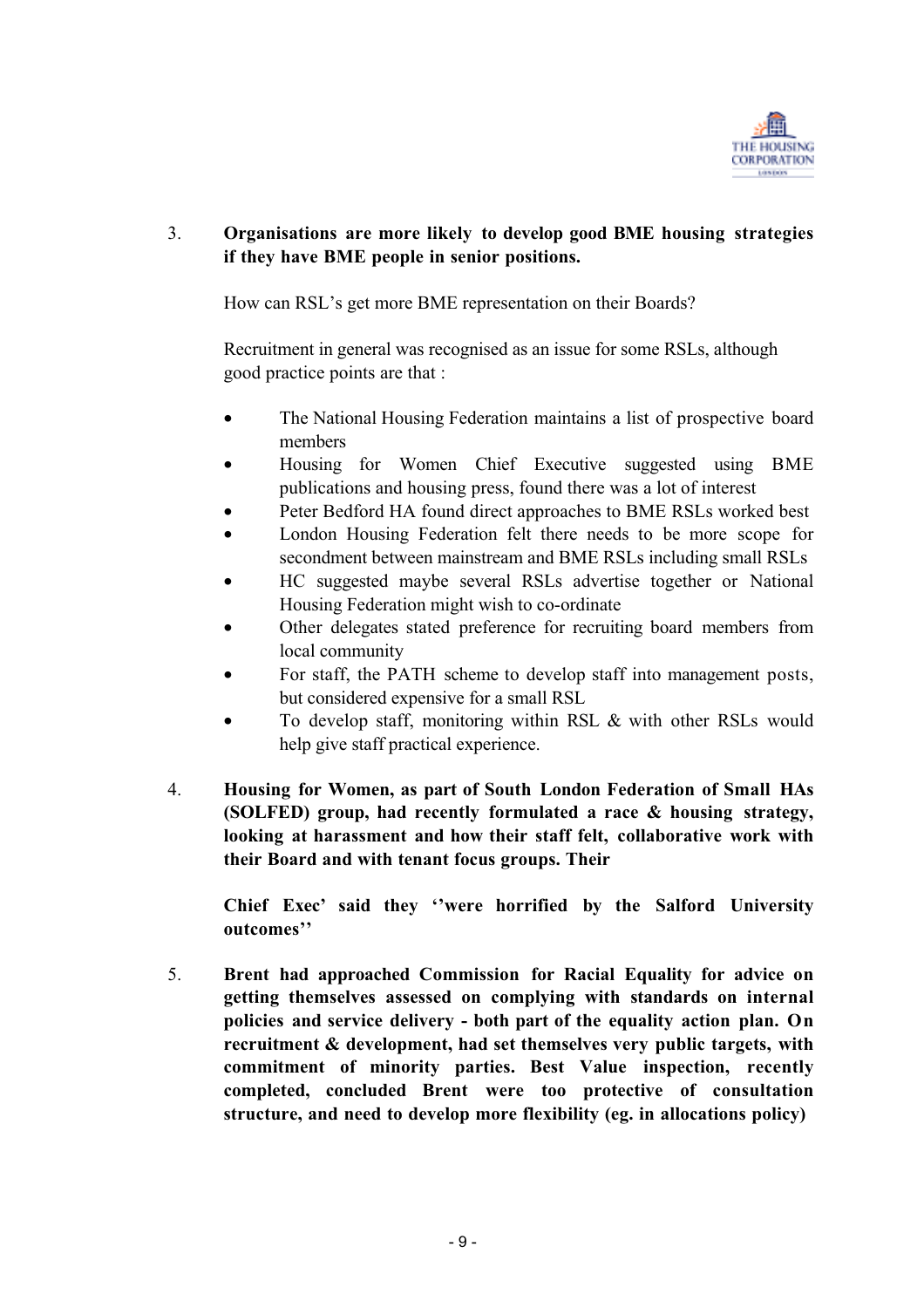3. **Organisations are more likely to develop good BME housing strategies if they have BME people in senior positions.**

   How can RSL's get more BME representation on their Boards?

   Recruitment in general was recognised as an issue for some RSLs, although good practice points are that :

   - The National Housing Federation maintains a list of prospective board members
   - Housing for Women Chief Executive suggested using BME publications and housing press, found there was a lot of interest
   - Peter Bedford HA found direct approaches to BME RSLs worked best
   - London Housing Federation felt there needs to be more scope for secondment between mainstream and BME RSLs including small RSLs
   - HC suggested maybe several RSLs advertise together or National Housing Federation might wish to co-ordinate
   - Other delegates stated preference for recruiting board members from local community
   - For staff, the PATH scheme to develop staff into management posts, but considered expensive for a small RSL
   - To develop staff, monitoring within RSL & with other RSLs would help give staff practical experience.

4. **Housing for Women, as part of South London Federation of Small HAs (SOLFED) group, had recently formulated a race & housing strategy, looking at harassment and how their staff felt, collaborative work with their Board and with tenant focus groups. Their**

   **Chief Exec' said they ''were horrified by the Salford University outcomes''**

5. **Brent had approached Commission for Racial Equality for advice on getting themselves assessed on complying with standards on internal policies and service delivery - both part of the equality action plan. On recruitment & development, had set themselves very public targets, with commitment of minority parties. Best Value inspection, recently completed, concluded Brent were too protective of consultation structure, and need to develop more flexibility (eg. in allocations policy)**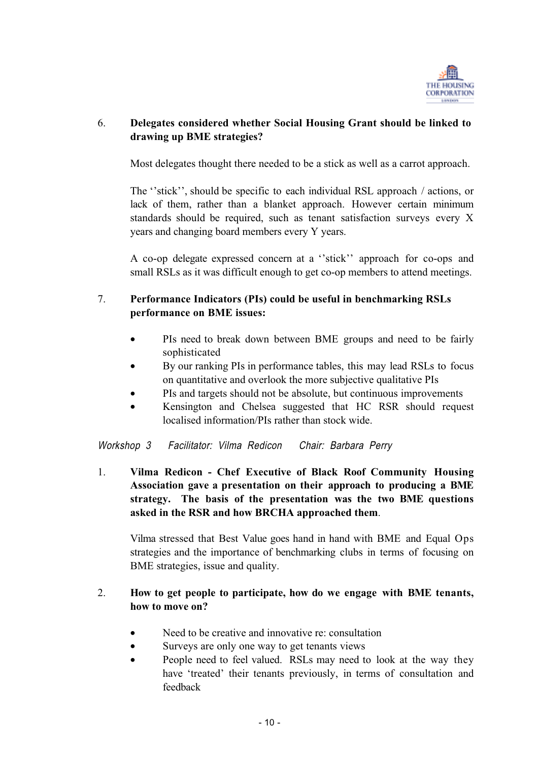6. **Delegates considered whether Social Housing Grant should be linked to drawing up BME strategies?**

   Most delegates thought there needed to be a stick as well as a carrot approach.

   The ''stick'', should be specific to each individual RSL approach / actions, or lack of them, rather than a blanket approach. However certain minimum standards should be required, such as tenant satisfaction surveys every X years and changing board members every Y years.

   A co-op delegate expressed concern at a ''stick'' approach for co-ops and small RSLs as it was difficult enough to get co-op members to attend meetings.

7. **Performance Indicators (PIs) could be useful in benchmarking RSLs performance on BME issues:**

   - PIs need to break down between BME groups and need to be fairly sophisticated
   - By our ranking PIs in performance tables, this may lead RSLs to focus on quantitative and overlook the more subjective qualitative PIs
   - PIs and targets should not be absolute, but continuous improvements
   - Kensington and Chelsea suggested that HC RSR should request localised information/PIs rather than stock wide.

*Workshop 3 Facilitator: Vilma Redicon Chair: Barbara Perry*

1. **Vilma Redicon - Chef Executive of Black Roof Community Housing Association gave a presentation on their approach to producing a BME strategy. The basis of the presentation was the two BME questions asked in the RSR and how BRCHA approached them**.

   Vilma stressed that Best Value goes hand in hand with BME and Equal Ops strategies and the importance of benchmarking clubs in terms of focusing on BME strategies, issue and quality.

2. **How to get people to participate, how do we engage with BME tenants, how to move on?**

   - Need to be creative and innovative re: consultation
   - Surveys are only one way to get tenants views
   - People need to feel valued. RSLs may need to look at the way they have 'treated' their tenants previously, in terms of consultation and feedback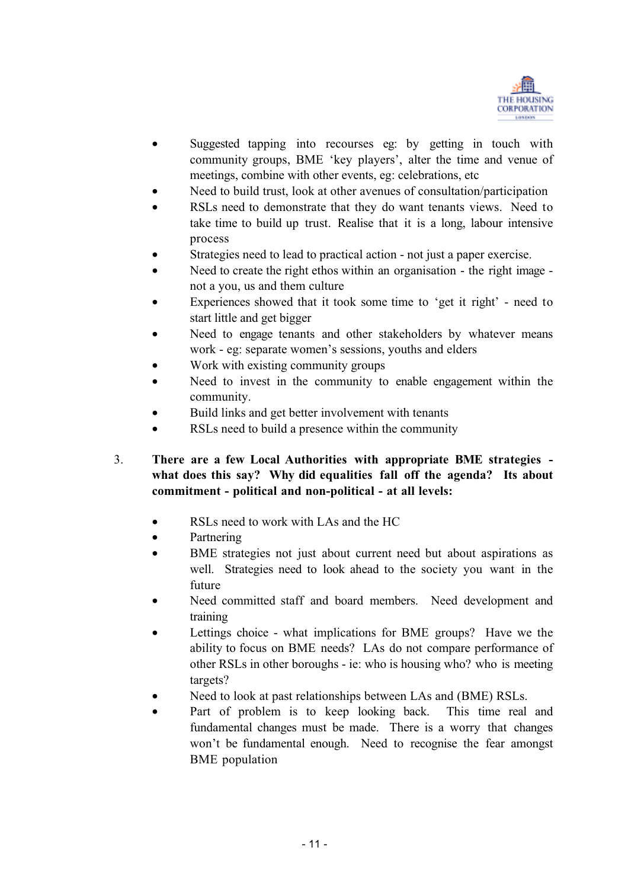- Suggested tapping into recourses eg: by getting in touch with community groups, BME 'key players', alter the time and venue of meetings, combine with other events, eg: celebrations, etc
- Need to build trust, look at other avenues of consultation/participation
- RSLs need to demonstrate that they do want tenants views. Need to take time to build up trust. Realise that it is a long, labour intensive process
- Strategies need to lead to practical action - not just a paper exercise.
- Need to create the right ethos within an organisation - the right image - not a you, us and them culture
- Experiences showed that it took some time to 'get it right' - need to start little and get bigger
- Need to engage tenants and other stakeholders by whatever means work - eg: separate women's sessions, youths and elders
- Work with existing community groups
- Need to invest in the community to enable engagement within the community.
- Build links and get better involvement with tenants
- RSLs need to build a presence within the community

3. **There are a few Local Authorities with appropriate BME strategies - what does this say? Why did equalities fall off the agenda? Its about commitment - political and non-political - at all levels:**

- RSLs need to work with LAs and the HC
- Partnering
- BME strategies not just about current need but about aspirations as well. Strategies need to look ahead to the society you want in the future
- Need committed staff and board members. Need development and training
- Lettings choice - what implications for BME groups? Have we the ability to focus on BME needs? LAs do not compare performance of other RSLs in other boroughs - ie: who is housing who? who is meeting targets?
- Need to look at past relationships between LAs and (BME) RSLs.
- Part of problem is to keep looking back. This time real and fundamental changes must be made. There is a worry that changes won't be fundamental enough. Need to recognise the fear amongst BME population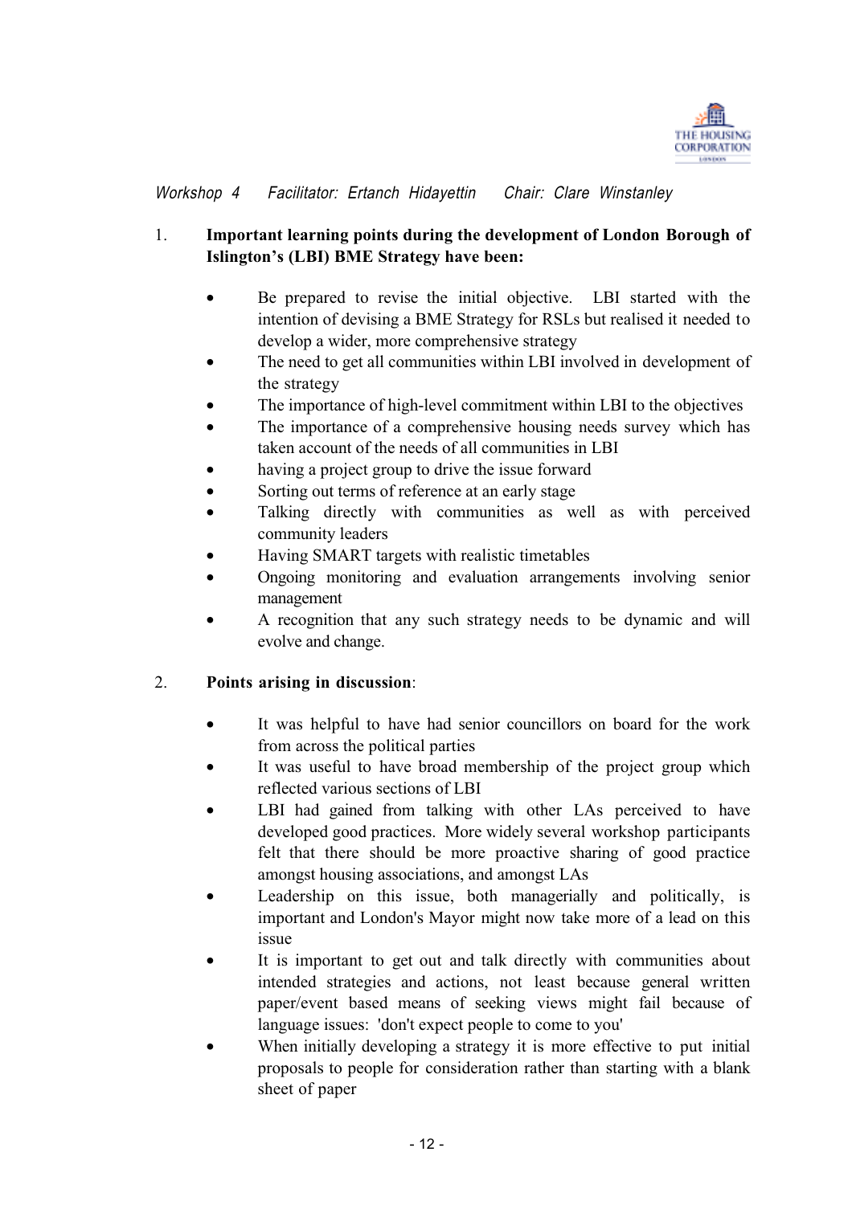*Workshop 4 Facilitator: Ertanch Hidayettin Chair: Clare Winstanley*

1. **Important learning points during the development of London Borough of Islington's (LBI) BME Strategy have been:**

   - Be prepared to revise the initial objective. LBI started with the intention of devising a BME Strategy for RSLs but realised it needed to develop a wider, more comprehensive strategy
   - The need to get all communities within LBI involved in development of the strategy
   - The importance of high-level commitment within LBI to the objectives
   - The importance of a comprehensive housing needs survey which has taken account of the needs of all communities in LBI
   - having a project group to drive the issue forward
   - Sorting out terms of reference at an early stage
   - Talking directly with communities as well as with perceived community leaders
   - Having SMART targets with realistic timetables
   - Ongoing monitoring and evaluation arrangements involving senior management
   - A recognition that any such strategy needs to be dynamic and will evolve and change.

2. **Points arising in discussion**:

   - It was helpful to have had senior councillors on board for the work from across the political parties
   - It was useful to have broad membership of the project group which reflected various sections of LBI
   - LBI had gained from talking with other LAs perceived to have developed good practices. More widely several workshop participants felt that there should be more proactive sharing of good practice amongst housing associations, and amongst LAs
   - Leadership on this issue, both managerially and politically, is important and London's Mayor might now take more of a lead on this issue
   - It is important to get out and talk directly with communities about intended strategies and actions, not least because general written paper/event based means of seeking views might fail because of language issues: 'don't expect people to come to you'
   - When initially developing a strategy it is more effective to put initial proposals to people for consideration rather than starting with a blank sheet of paper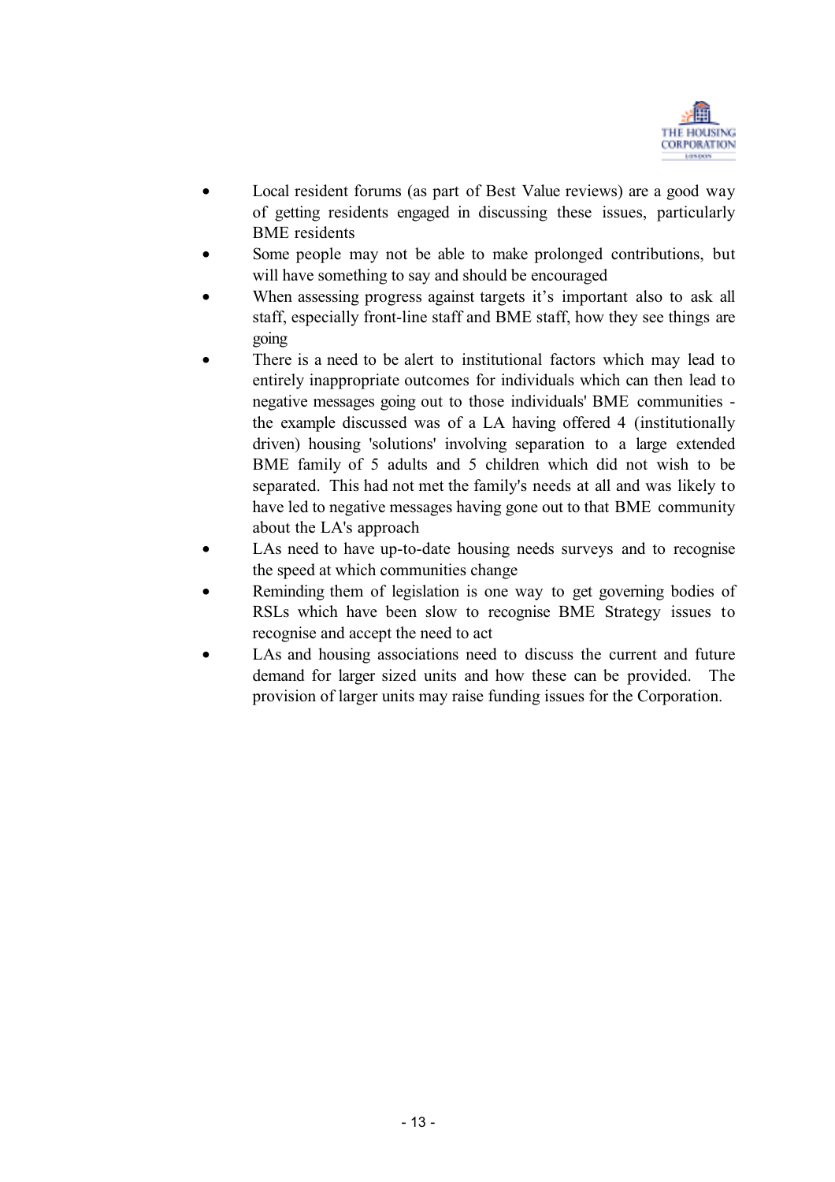- Local resident forums (as part of Best Value reviews) are a good way of getting residents engaged in discussing these issues, particularly BME residents
- Some people may not be able to make prolonged contributions, but will have something to say and should be encouraged
- When assessing progress against targets it's important also to ask all staff, especially front-line staff and BME staff, how they see things are going
- There is a need to be alert to institutional factors which may lead to entirely inappropriate outcomes for individuals which can then lead to negative messages going out to those individuals' BME communities - the example discussed was of a LA having offered 4 (institutionally driven) housing 'solutions' involving separation to a large extended BME family of 5 adults and 5 children which did not wish to be separated. This had not met the family's needs at all and was likely to have led to negative messages having gone out to that BME community about the LA's approach
- LAs need to have up-to-date housing needs surveys and to recognise the speed at which communities change
- Reminding them of legislation is one way to get governing bodies of RSLs which have been slow to recognise BME Strategy issues to recognise and accept the need to act
- LAs and housing associations need to discuss the current and future demand for larger sized units and how these can be provided. The provision of larger units may raise funding issues for the Corporation.